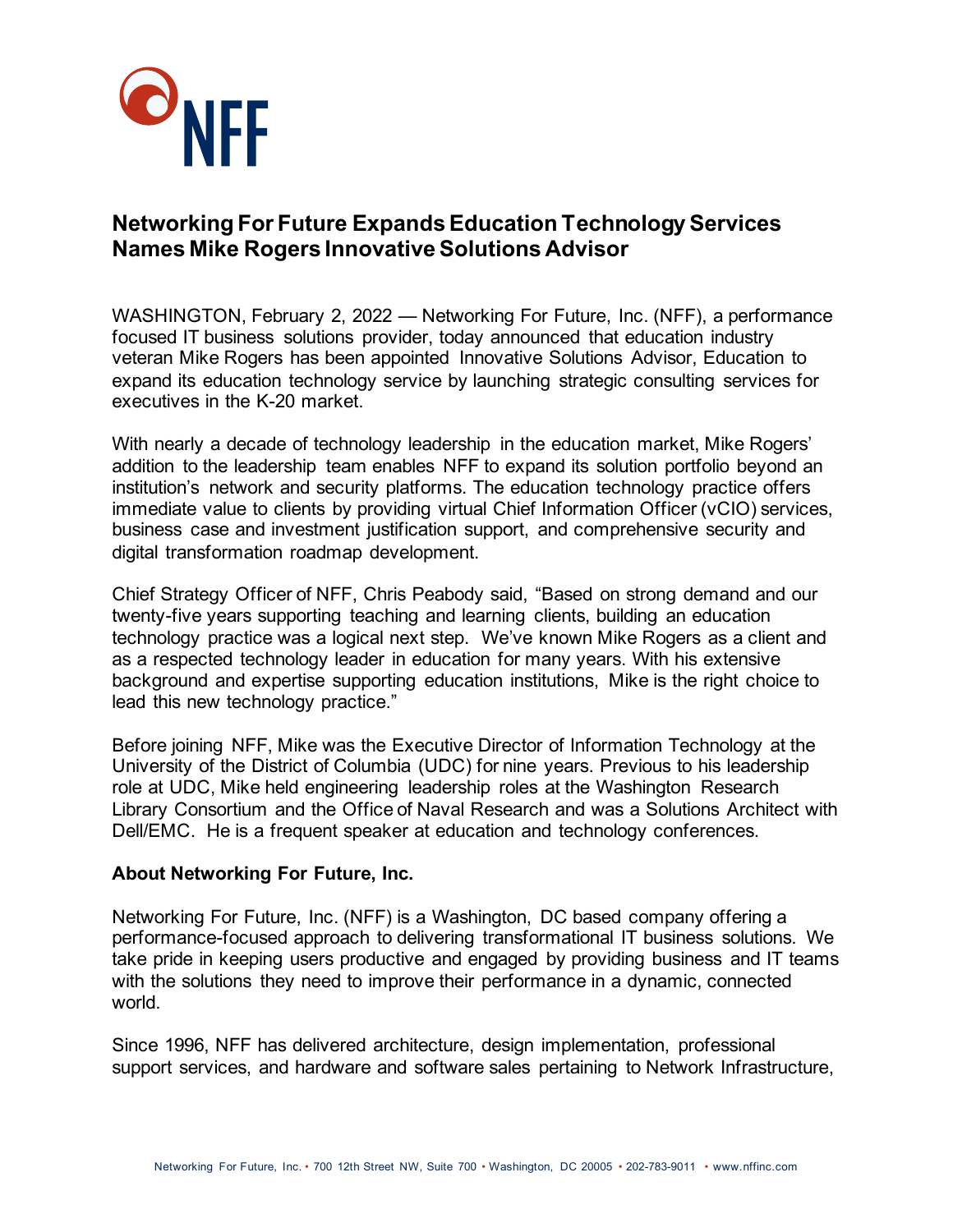## Networking For Future Expands Education Technology Services Names Mike Rogers Innovative Solutions Advisor

WASHINGTON, February 2, 2022 — Networking For Future, Inc. (NFF), a performance focused IT business solutions provider, today announced that education industry veteran Mike Rogers has been appointed Innovative Solutions Advisor, Education to expand its education technology service by launching strategic consulting services for executives in the K-20 market.

With nearly a decade of technology leadership in the education market, Mike Rogers' addition to the leadership team enables NFF to expand its solution portfolio beyond an institution's network and security platforms. The education technology practice offers immediate value to clients by providing virtual Chief Information Officer (vCIO) services, business case and investment justification support, and comprehensive security and digital transformation roadmap development.

Chief Strategy Officer of NFF, Chris Peabody said, "Based on strong demand and our twenty-five years supporting teaching and learning clients, building an education technology practice was a logical next step. We've known Mike Rogers as a client and as a respected technology leader in education for many years. With his extensive background and expertise supporting education institutions, Mike is the right choice to lead this new technology practice."

Before joining NFF, Mike was the Executive Director of Information Technology at the University of the District of Columbia (UDC) for nine years. Previous to his leadership role at UDC, Mike held engineering leadership roles at the Washington Research Library Consortium and the Office of Naval Research and was a Solutions Architect with Dell/EMC. He is a frequent speaker at education and technology conferences.

### About Networking For Future, Inc.

Networking For Future, Inc. (NFF) is a Washington, DC based company offering a performance-focused approach to delivering transformational IT business solutions. We take pride in keeping users productive and engaged by providing business and IT teams with the solutions they need to improve their performance in a dynamic, connected world.

Since 1996, NFF has delivered architecture, design implementation, professional support services, and hardware and software sales pertaining to Network Infrastructure,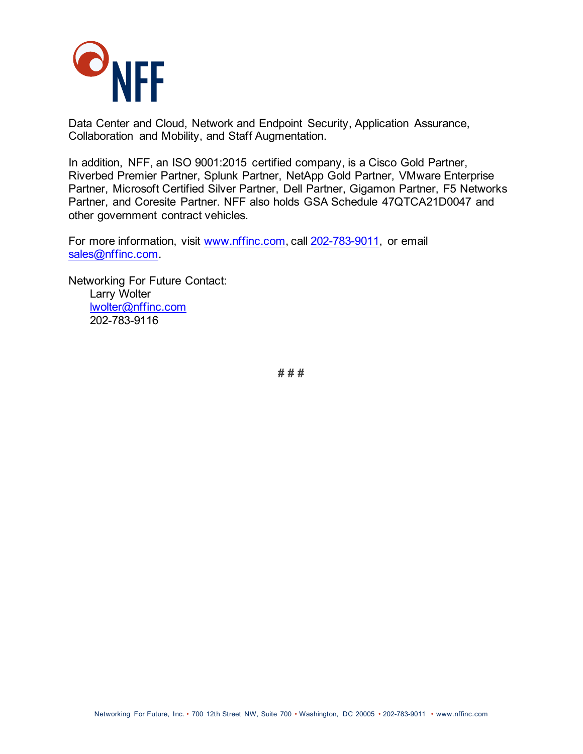Data Center and Cloud, Network and Endpoint Security, Application Assurance, Collaboration and Mobility, and Staff Augmentation.

In addition, NFF, an ISO 9001:2015 certified company, is a Cisco Gold Partner, Riverbed Premier Partner, Splunk Partner, NetApp Gold Partner, VMware Enterprise Partner, Microsoft Certified Silver Partner, Dell Partner, Gigamon Partner, F5 Networks Partner, and Coresite Partner. NFF also holds GSA Schedule 47QTCA21D0047 and other government contract vehicles.

For more information, visit www.nffinc.com, call 202-783-9011, or email sales@nffinc.com.

Networking For Future Contact:
Larry Wolter
lwolter@nffinc.com
202-783-9116

###